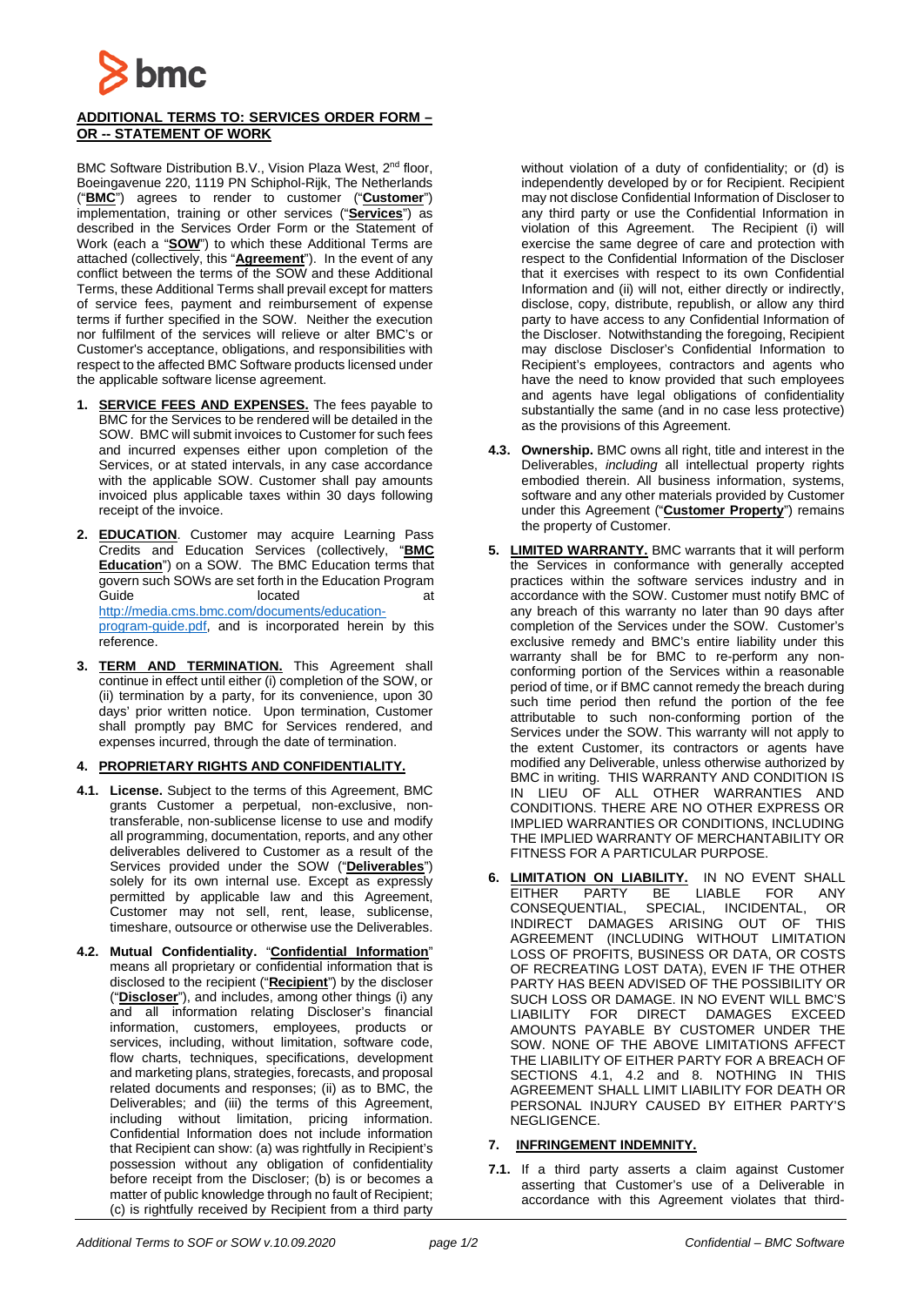## ADDITIONAL TERMS TO: SERVICES ORDER FORM – OR -- STATEMENT OF WORK

BMC Software Distribution B.V., Vision Plaza West, 2nd floor, Boeingavenue 220, 1119 PN Schiphol-Rijk, The Netherlands ("**BMC**") agrees to render to customer ("**Customer**") implementation, training or other services ("**Services**") as described in the Services Order Form or the Statement of Work (each a "**SOW**") to which these Additional Terms are attached (collectively, this "**Agreement**"). In the event of any conflict between the terms of the SOW and these Additional Terms, these Additional Terms shall prevail except for matters of service fees, payment and reimbursement of expense terms if further specified in the SOW. Neither the execution nor fulfilment of the services will relieve or alter BMC's or Customer's acceptance, obligations, and responsibilities with respect to the affected BMC Software products licensed under the applicable software license agreement.

1. **SERVICE FEES AND EXPENSES.** The fees payable to BMC for the Services to be rendered will be detailed in the SOW. BMC will submit invoices to Customer for such fees and incurred expenses either upon completion of the Services, or at stated intervals, in any case accordance with the applicable SOW. Customer shall pay amounts invoiced plus applicable taxes within 30 days following receipt of the invoice.

2. **EDUCATION**. Customer may acquire Learning Pass Credits and Education Services (collectively, "**BMC Education**") on a SOW. The BMC Education terms that govern such SOWs are set forth in the Education Program Guide located at http://media.cms.bmc.com/documents/education-program-guide.pdf, and is incorporated herein by this reference.

3. **TERM AND TERMINATION.** This Agreement shall continue in effect until either (i) completion of the SOW, or (ii) termination by a party, for its convenience, upon 30 days' prior written notice. Upon termination, Customer shall promptly pay BMC for Services rendered, and expenses incurred, through the date of termination.

4. **PROPRIETARY RIGHTS AND CONFIDENTIALITY.**

**4.1. License.** Subject to the terms of this Agreement, BMC grants Customer a perpetual, non-exclusive, non-transferable, non-sublicense license to use and modify all programming, documentation, reports, and any other deliverables delivered to Customer as a result of the Services provided under the SOW ("**Deliverables**") solely for its own internal use. Except as expressly permitted by applicable law and this Agreement, Customer may not sell, rent, lease, sublicense, timeshare, outsource or otherwise use the Deliverables.

**4.2. Mutual Confidentiality.** "**Confidential Information**" means all proprietary or confidential information that is disclosed to the recipient ("**Recipient**") by the discloser ("**Discloser**"), and includes, among other things (i) any and all information relating Discloser's financial information, customers, employees, products or services, including, without limitation, software code, flow charts, techniques, specifications, development and marketing plans, strategies, forecasts, and proposal related documents and responses; (ii) as to BMC, the Deliverables; and (iii) the terms of this Agreement, including without limitation, pricing information. Confidential Information does not include information that Recipient can show: (a) was rightfully in Recipient's possession without any obligation of confidentiality before receipt from the Discloser; (b) is or becomes a matter of public knowledge through no fault of Recipient; (c) is rightfully received by Recipient from a third party without violation of a duty of confidentiality; or (d) is independently developed by or for Recipient. Recipient may not disclose Confidential Information of Discloser to any third party or use the Confidential Information in violation of this Agreement. The Recipient (i) will exercise the same degree of care and protection with respect to the Confidential Information of the Discloser that it exercises with respect to its own Confidential Information and (ii) will not, either directly or indirectly, disclose, copy, distribute, republish, or allow any third party to have access to any Confidential Information of the Discloser. Notwithstanding the foregoing, Recipient may disclose Discloser's Confidential Information to Recipient's employees, contractors and agents who have the need to know provided that such employees and agents have legal obligations of confidentiality substantially the same (and in no case less protective) as the provisions of this Agreement.

**4.3. Ownership.** BMC owns all right, title and interest in the Deliverables, *including* all intellectual property rights embodied therein. All business information, systems, software and any other materials provided by Customer under this Agreement ("**Customer Property**") remains the property of Customer.

5. **LIMITED WARRANTY.** BMC warrants that it will perform the Services in conformance with generally accepted practices within the software services industry and in accordance with the SOW. Customer must notify BMC of any breach of this warranty no later than 90 days after completion of the Services under the SOW. Customer's exclusive remedy and BMC's entire liability under this warranty shall be for BMC to re-perform any non-conforming portion of the Services within a reasonable period of time, or if BMC cannot remedy the breach during such time period then refund the portion of the fee attributable to such non-conforming portion of the Services under the SOW. This warranty will not apply to the extent Customer, its contractors or agents have modified any Deliverable, unless otherwise authorized by BMC in writing. THIS WARRANTY AND CONDITION IS IN LIEU OF ALL OTHER WARRANTIES AND CONDITIONS. THERE ARE NO OTHER EXPRESS OR IMPLIED WARRANTIES OR CONDITIONS, INCLUDING THE IMPLIED WARRANTY OF MERCHANTABILITY OR FITNESS FOR A PARTICULAR PURPOSE.

6. **LIMITATION ON LIABILITY.** IN NO EVENT SHALL EITHER PARTY BE LIABLE FOR ANY CONSEQUENTIAL, SPECIAL, INCIDENTAL, OR INDIRECT DAMAGES ARISING OUT OF THIS AGREEMENT (INCLUDING WITHOUT LIMITATION LOSS OF PROFITS, BUSINESS OR DATA, OR COSTS OF RECREATING LOST DATA), EVEN IF THE OTHER PARTY HAS BEEN ADVISED OF THE POSSIBILITY OR SUCH LOSS OR DAMAGE. IN NO EVENT WILL BMC'S LIABILITY FOR DIRECT DAMAGES EXCEED AMOUNTS PAYABLE BY CUSTOMER UNDER THE SOW. NONE OF THE ABOVE LIMITATIONS AFFECT THE LIABILITY OF EITHER PARTY FOR A BREACH OF SECTIONS 4.1, 4.2 and 8. NOTHING IN THIS AGREEMENT SHALL LIMIT LIABILITY FOR DEATH OR PERSONAL INJURY CAUSED BY EITHER PARTY'S NEGLIGENCE.

7. **INFRINGEMENT INDEMNITY.**

**7.1.** If a third party asserts a claim against Customer asserting that Customer's use of a Deliverable in accordance with this Agreement violates that third-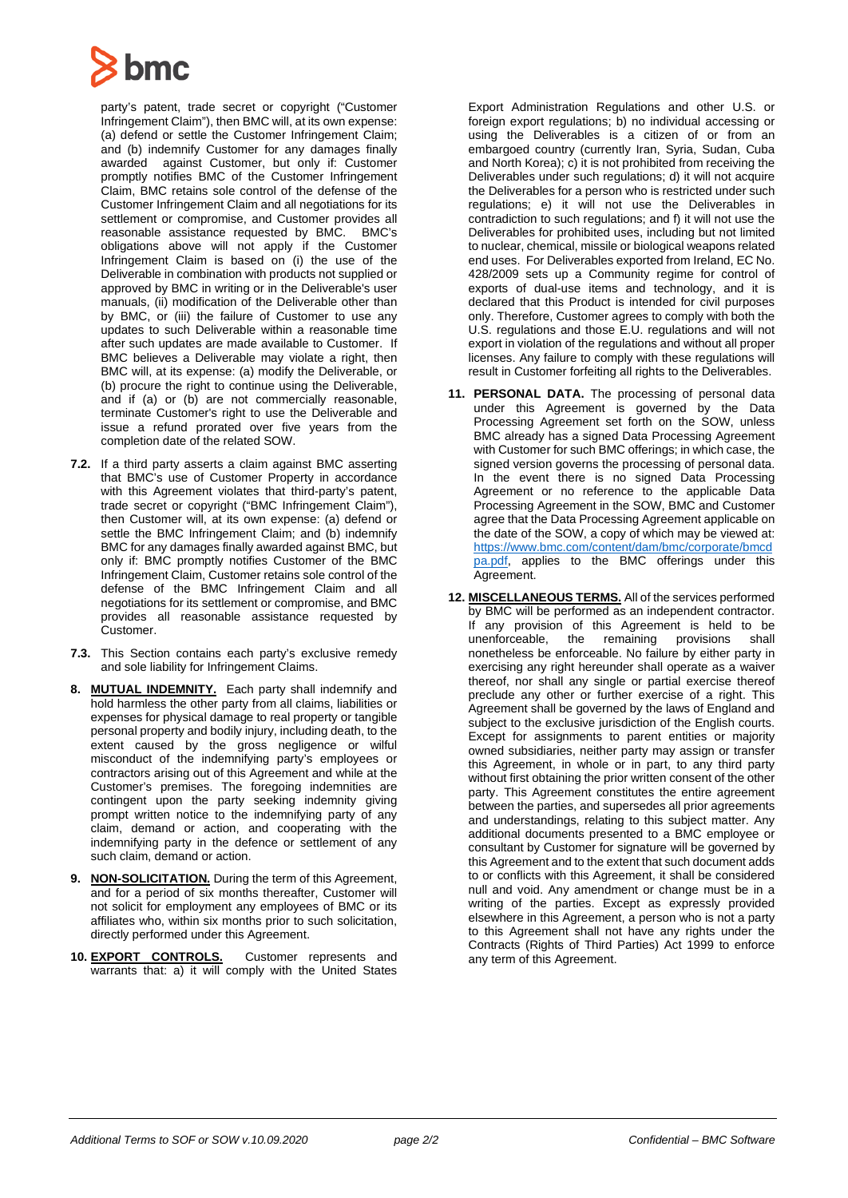party's patent, trade secret or copyright ("Customer Infringement Claim"), then BMC will, at its own expense: (a) defend or settle the Customer Infringement Claim; and (b) indemnify Customer for any damages finally awarded against Customer, but only if: Customer promptly notifies BMC of the Customer Infringement Claim, BMC retains sole control of the defense of the Customer Infringement Claim and all negotiations for its settlement or compromise, and Customer provides all reasonable assistance requested by BMC. BMC's obligations above will not apply if the Customer Infringement Claim is based on (i) the use of the Deliverable in combination with products not supplied or approved by BMC in writing or in the Deliverable's user manuals, (ii) modification of the Deliverable other than by BMC, or (iii) the failure of Customer to use any updates to such Deliverable within a reasonable time after such updates are made available to Customer. If BMC believes a Deliverable may violate a right, then BMC will, at its expense: (a) modify the Deliverable, or (b) procure the right to continue using the Deliverable, and if (a) or (b) are not commercially reasonable, terminate Customer's right to use the Deliverable and issue a refund prorated over five years from the completion date of the related SOW.

**7.2.** If a third party asserts a claim against BMC asserting that BMC's use of Customer Property in accordance with this Agreement violates that third-party's patent, trade secret or copyright ("BMC Infringement Claim"), then Customer will, at its own expense: (a) defend or settle the BMC Infringement Claim; and (b) indemnify BMC for any damages finally awarded against BMC, but only if: BMC promptly notifies Customer of the BMC Infringement Claim, Customer retains sole control of the defense of the BMC Infringement Claim and all negotiations for its settlement or compromise, and BMC provides all reasonable assistance requested by Customer.

**7.3.** This Section contains each party's exclusive remedy and sole liability for Infringement Claims.

**8. MUTUAL INDEMNITY.** Each party shall indemnify and hold harmless the other party from all claims, liabilities or expenses for physical damage to real property or tangible personal property and bodily injury, including death, to the extent caused by the gross negligence or wilful misconduct of the indemnifying party's employees or contractors arising out of this Agreement and while at the Customer's premises. The foregoing indemnities are contingent upon the party seeking indemnity giving prompt written notice to the indemnifying party of any claim, demand or action, and cooperating with the indemnifying party in the defence or settlement of any such claim, demand or action.

**9. NON-SOLICITATION.** During the term of this Agreement, and for a period of six months thereafter, Customer will not solicit for employment any employees of BMC or its affiliates who, within six months prior to such solicitation, directly performed under this Agreement.

**10. EXPORT CONTROLS.** Customer represents and warrants that: a) it will comply with the United States Export Administration Regulations and other U.S. or foreign export regulations; b) no individual accessing or using the Deliverables is a citizen of or from an embargoed country (currently Iran, Syria, Sudan, Cuba and North Korea); c) it is not prohibited from receiving the Deliverables under such regulations; d) it will not acquire the Deliverables for a person who is restricted under such regulations; e) it will not use the Deliverables in contradiction to such regulations; and f) it will not use the Deliverables for prohibited uses, including but not limited to nuclear, chemical, missile or biological weapons related end uses. For Deliverables exported from Ireland, EC No. 428/2009 sets up a Community regime for control of exports of dual-use items and technology, and it is declared that this Product is intended for civil purposes only. Therefore, Customer agrees to comply with both the U.S. regulations and those E.U. regulations and will not export in violation of the regulations and without all proper licenses. Any failure to comply with these regulations will result in Customer forfeiting all rights to the Deliverables.

**11. PERSONAL DATA.** The processing of personal data under this Agreement is governed by the Data Processing Agreement set forth on the SOW, unless BMC already has a signed Data Processing Agreement with Customer for such BMC offerings; in which case, the signed version governs the processing of personal data. In the event there is no signed Data Processing Agreement or no reference to the applicable Data Processing Agreement in the SOW, BMC and Customer agree that the Data Processing Agreement applicable on the date of the SOW, a copy of which may be viewed at: https://www.bmc.com/content/dam/bmc/corporate/bmcdpa.pdf, applies to the BMC offerings under this Agreement.

**12. MISCELLANEOUS TERMS.** All of the services performed by BMC will be performed as an independent contractor. If any provision of this Agreement is held to be unenforceable, the remaining provisions shall nonetheless be enforceable. No failure by either party in exercising any right hereunder shall operate as a waiver thereof, nor shall any single or partial exercise thereof preclude any other or further exercise of a right. This Agreement shall be governed by the laws of England and subject to the exclusive jurisdiction of the English courts. Except for assignments to parent entities or majority owned subsidiaries, neither party may assign or transfer this Agreement, in whole or in part, to any third party without first obtaining the prior written consent of the other party. This Agreement constitutes the entire agreement between the parties, and supersedes all prior agreements and understandings, relating to this subject matter. Any additional documents presented to a BMC employee or consultant by Customer for signature will be governed by this Agreement and to the extent that such document adds to or conflicts with this Agreement, it shall be considered null and void. Any amendment or change must be in a writing of the parties. Except as expressly provided elsewhere in this Agreement, a person who is not a party to this Agreement shall not have any rights under the Contracts (Rights of Third Parties) Act 1999 to enforce any term of this Agreement.